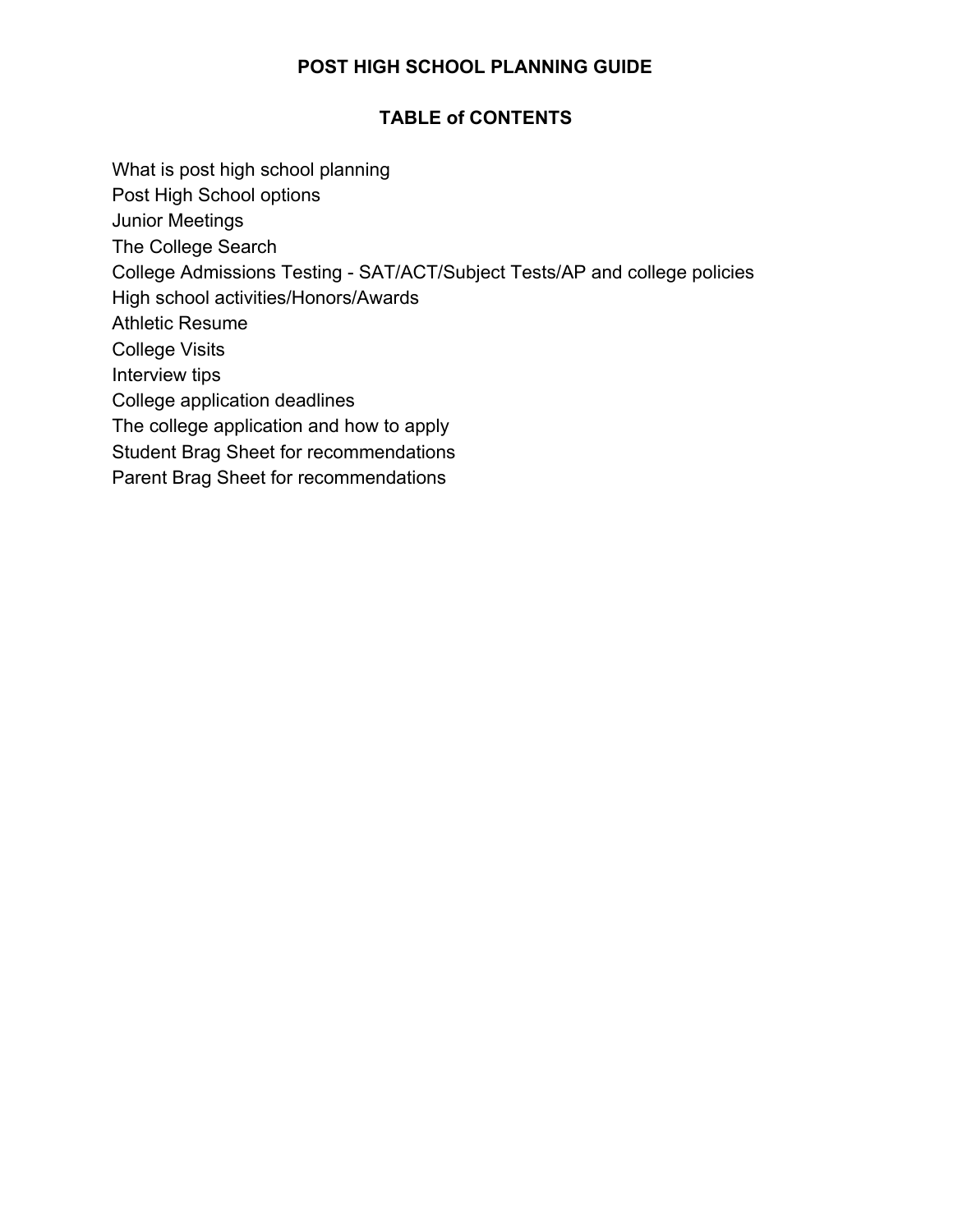# POST HIGH SCHOOL PLANNING GUIDE

## TABLE of CONTENTS

What is post high school planning
Post High School options
Junior Meetings
The College Search
College Admissions Testing - SAT/ACT/Subject Tests/AP and college policies
High school activities/Honors/Awards
Athletic Resume
College Visits
Interview tips
College application deadlines
The college application and how to apply
Student Brag Sheet for recommendations
Parent Brag Sheet for recommendations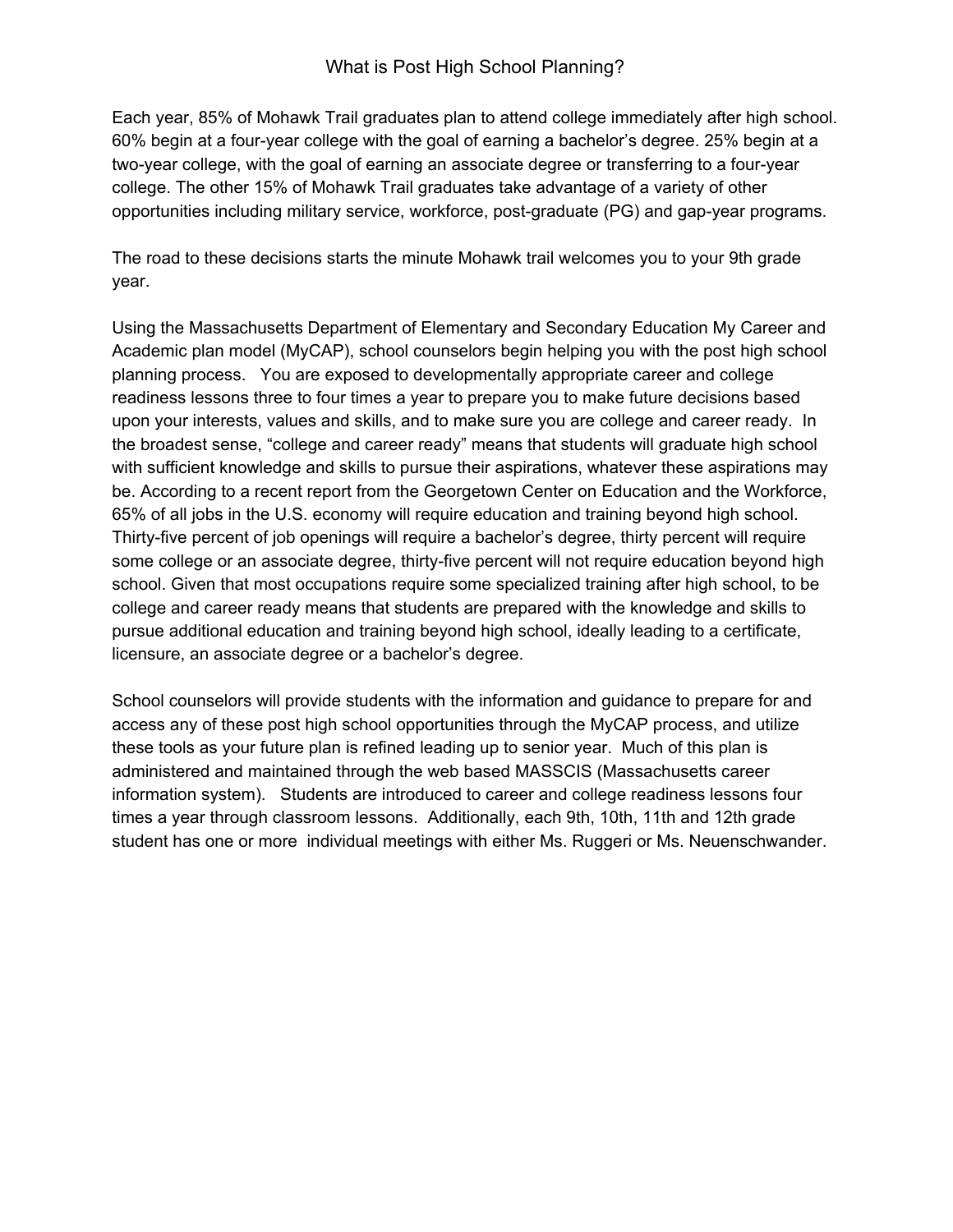# What is Post High School Planning?

Each year, 85% of Mohawk Trail graduates plan to attend college immediately after high school. 60% begin at a four-year college with the goal of earning a bachelor's degree. 25% begin at a two-year college, with the goal of earning an associate degree or transferring to a four-year college. The other 15% of Mohawk Trail graduates take advantage of a variety of other opportunities including military service, workforce, post-graduate (PG) and gap-year programs.

The road to these decisions starts the minute Mohawk trail welcomes you to your 9th grade year.

Using the Massachusetts Department of Elementary and Secondary Education My Career and Academic plan model (MyCAP), school counselors begin helping you with the post high school planning process. You are exposed to developmentally appropriate career and college readiness lessons three to four times a year to prepare you to make future decisions based upon your interests, values and skills, and to make sure you are college and career ready. In the broadest sense, "college and career ready" means that students will graduate high school with sufficient knowledge and skills to pursue their aspirations, whatever these aspirations may be. According to a recent report from the Georgetown Center on Education and the Workforce, 65% of all jobs in the U.S. economy will require education and training beyond high school. Thirty-five percent of job openings will require a bachelor's degree, thirty percent will require some college or an associate degree, thirty-five percent will not require education beyond high school. Given that most occupations require some specialized training after high school, to be college and career ready means that students are prepared with the knowledge and skills to pursue additional education and training beyond high school, ideally leading to a certificate, licensure, an associate degree or a bachelor's degree.

School counselors will provide students with the information and guidance to prepare for and access any of these post high school opportunities through the MyCAP process, and utilize these tools as your future plan is refined leading up to senior year. Much of this plan is administered and maintained through the web based MASSCIS (Massachusetts career information system). Students are introduced to career and college readiness lessons four times a year through classroom lessons. Additionally, each 9th, 10th, 11th and 12th grade student has one or more individual meetings with either Ms. Ruggeri or Ms. Neuenschwander.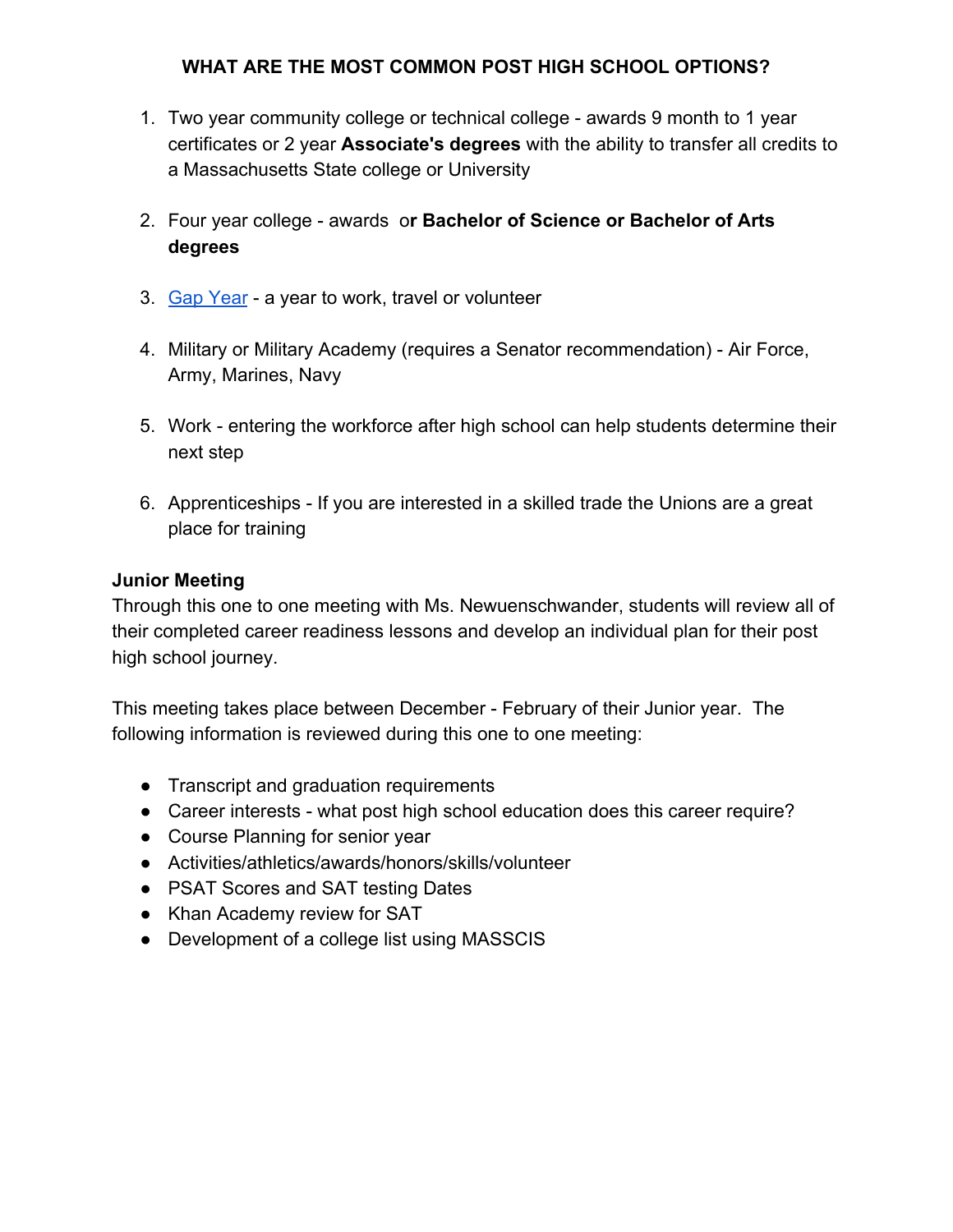## WHAT ARE THE MOST COMMON POST HIGH SCHOOL OPTIONS?

1. Two year community college or technical college - awards 9 month to 1 year certificates or 2 year **Associate's degrees** with the ability to transfer all credits to a Massachusetts State college or University
2. Four year college - awards o**r Bachelor of Science or Bachelor of Arts degrees**
3. Gap Year - a year to work, travel or volunteer
4. Military or Military Academy (requires a Senator recommendation) - Air Force, Army, Marines, Navy
5. Work - entering the workforce after high school can help students determine their next step
6. Apprenticeships - If you are interested in a skilled trade the Unions are a great place for training

**Junior Meeting**

Through this one to one meeting with Ms. Newuenschwander, students will review all of their completed career readiness lessons and develop an individual plan for their post high school journey.

This meeting takes place between December - February of their Junior year. The following information is reviewed during this one to one meeting:

- Transcript and graduation requirements
- Career interests - what post high school education does this career require?
- Course Planning for senior year
- Activities/athletics/awards/honors/skills/volunteer
- PSAT Scores and SAT testing Dates
- Khan Academy review for SAT
- Development of a college list using MASSCIS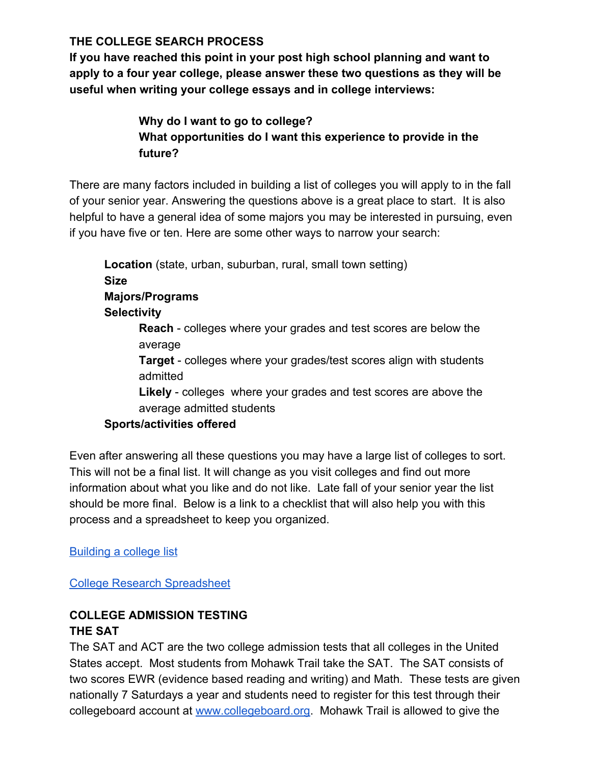## THE COLLEGE SEARCH PROCESS

**If you have reached this point in your post high school planning and want to apply to a four year college, please answer these two questions as they will be useful when writing your college essays and in college interviews:**

> **Why do I want to go to college?**
> **What opportunities do I want this experience to provide in the future?**

There are many factors included in building a list of colleges you will apply to in the fall of your senior year. Answering the questions above is a great place to start. It is also helpful to have a general idea of some majors you may be interested in pursuing, even if you have five or ten. Here are some other ways to narrow your search:

- **Location** (state, urban, suburban, rural, small town setting)
- **Size**
- **Majors/Programs**
- **Selectivity**
  - **Reach** - colleges where your grades and test scores are below the average
  - **Target** - colleges where your grades/test scores align with students admitted
  - **Likely** - colleges where your grades and test scores are above the average admitted students
- **Sports/activities offered**

Even after answering all these questions you may have a large list of colleges to sort. This will not be a final list. It will change as you visit colleges and find out more information about what you like and do not like. Late fall of your senior year the list should be more final. Below is a link to a checklist that will also help you with this process and a spreadsheet to keep you organized.

Building a college list

College Research Spreadsheet

## COLLEGE ADMISSION TESTING

### THE SAT

The SAT and ACT are the two college admission tests that all colleges in the United States accept. Most students from Mohawk Trail take the SAT. The SAT consists of two scores EWR (evidence based reading and writing) and Math. These tests are given nationally 7 Saturdays a year and students need to register for this test through their collegeboard account at www.collegeboard.org. Mohawk Trail is allowed to give the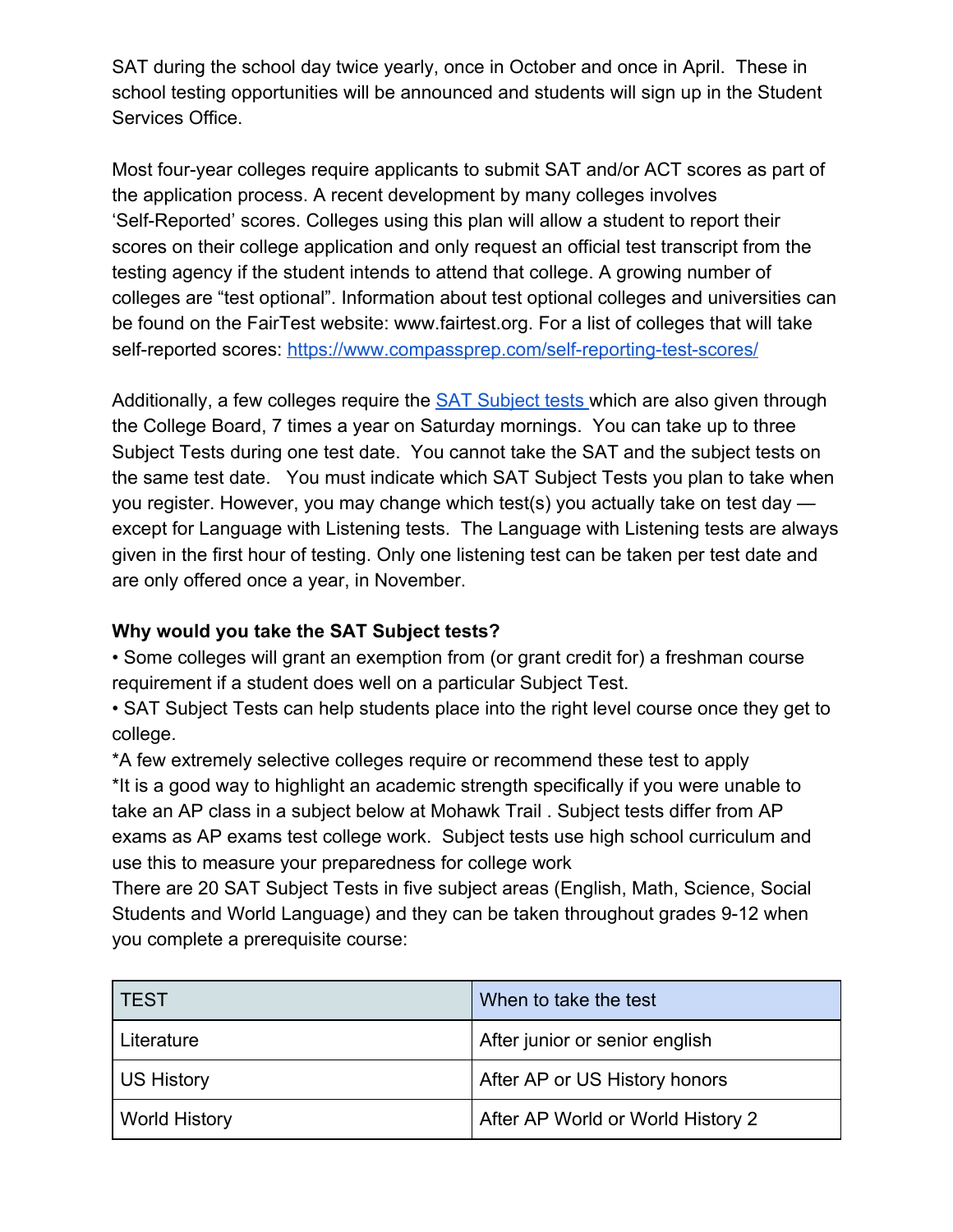SAT during the school day twice yearly, once in October and once in April. These in school testing opportunities will be announced and students will sign up in the Student Services Office.

Most four-year colleges require applicants to submit SAT and/or ACT scores as part of the application process. A recent development by many colleges involves 'Self-Reported' scores. Colleges using this plan will allow a student to report their scores on their college application and only request an official test transcript from the testing agency if the student intends to attend that college. A growing number of colleges are "test optional". Information about test optional colleges and universities can be found on the FairTest website: www.fairtest.org. For a list of colleges that will take self-reported scores: https://www.compassprep.com/self-reporting-test-scores/

Additionally, a few colleges require the SAT Subject tests which are also given through the College Board, 7 times a year on Saturday mornings. You can take up to three Subject Tests during one test date. You cannot take the SAT and the subject tests on the same test date. You must indicate which SAT Subject Tests you plan to take when you register. However, you may change which test(s) you actually take on test day — except for Language with Listening tests. The Language with Listening tests are always given in the first hour of testing. Only one listening test can be taken per test date and are only offered once a year, in November.

**Why would you take the SAT Subject tests?**

• Some colleges will grant an exemption from (or grant credit for) a freshman course requirement if a student does well on a particular Subject Test.
• SAT Subject Tests can help students place into the right level course once they get to college.
*A few extremely selective colleges require or recommend these test to apply
*It is a good way to highlight an academic strength specifically if you were unable to take an AP class in a subject below at Mohawk Trail . Subject tests differ from AP exams as AP exams test college work. Subject tests use high school curriculum and use this to measure your preparedness for college work

There are 20 SAT Subject Tests in five subject areas (English, Math, Science, Social Students and World Language) and they can be taken throughout grades 9-12 when you complete a prerequisite course:

| TEST | When to take the test |
|---|---|
| Literature | After junior or senior english |
| US History | After AP or US History honors |
| World History | After AP World or World History 2 |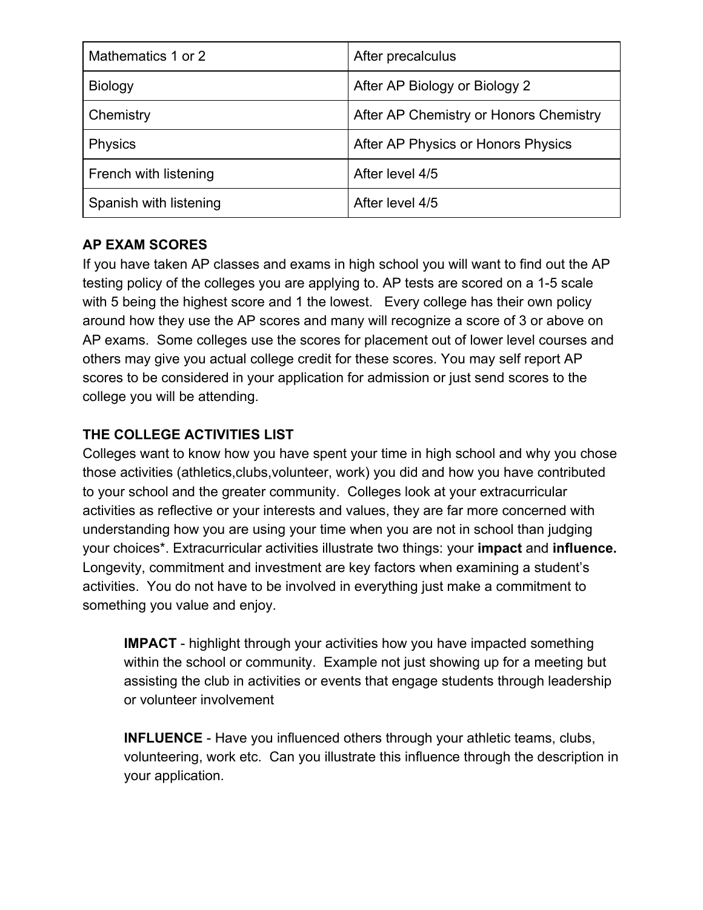| Mathematics 1 or 2 | After precalculus |
|---|---|
| Biology | After AP Biology or Biology 2 |
| Chemistry | After AP Chemistry or Honors Chemistry |
| Physics | After AP Physics or Honors Physics |
| French with listening | After level 4/5 |
| Spanish with listening | After level 4/5 |

**AP EXAM SCORES**

If you have taken AP classes and exams in high school you will want to find out the AP testing policy of the colleges you are applying to. AP tests are scored on a 1-5 scale with 5 being the highest score and 1 the lowest. Every college has their own policy around how they use the AP scores and many will recognize a score of 3 or above on AP exams. Some colleges use the scores for placement out of lower level courses and others may give you actual college credit for these scores. You may self report AP scores to be considered in your application for admission or just send scores to the college you will be attending.

**THE COLLEGE ACTIVITIES LIST**

Colleges want to know how you have spent your time in high school and why you chose those activities (athletics,clubs,volunteer, work) you did and how you have contributed to your school and the greater community. Colleges look at your extracurricular activities as reflective or your interests and values, they are far more concerned with understanding how you are using your time when you are not in school than judging your choices*. Extracurricular activities illustrate two things: your **impact** and **influence.** Longevity, commitment and investment are key factors when examining a student's activities. You do not have to be involved in everything just make a commitment to something you value and enjoy.

> **IMPACT** - highlight through your activities how you have impacted something within the school or community. Example not just showing up for a meeting but assisting the club in activities or events that engage students through leadership or volunteer involvement
>
> **INFLUENCE** - Have you influenced others through your athletic teams, clubs, volunteering, work etc. Can you illustrate this influence through the description in your application.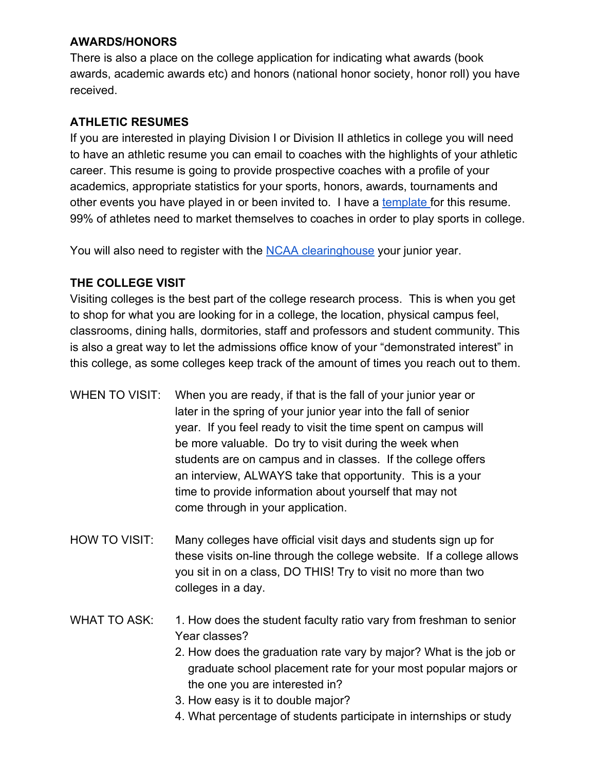**AWARDS/HONORS**

There is also a place on the college application for indicating what awards (book awards, academic awards etc) and honors (national honor society, honor roll) you have received.

**ATHLETIC RESUMES**

If you are interested in playing Division I or Division II athletics in college you will need to have an athletic resume you can email to coaches with the highlights of your athletic career. This resume is going to provide prospective coaches with a profile of your academics, appropriate statistics for your sports, honors, awards, tournaments and other events you have played in or been invited to. I have a template for this resume. 99% of athletes need to market themselves to coaches in order to play sports in college.

You will also need to register with the NCAA clearinghouse your junior year.

**THE COLLEGE VISIT**

Visiting colleges is the best part of the college research process. This is when you get to shop for what you are looking for in a college, the location, physical campus feel, classrooms, dining halls, dormitories, staff and professors and student community. This is also a great way to let the admissions office know of your "demonstrated interest" in this college, as some colleges keep track of the amount of times you reach out to them.

WHEN TO VISIT: When you are ready, if that is the fall of your junior year or later in the spring of your junior year into the fall of senior year. If you feel ready to visit the time spent on campus will be more valuable. Do try to visit during the week when students are on campus and in classes. If the college offers an interview, ALWAYS take that opportunity. This is a your time to provide information about yourself that may not come through in your application.

HOW TO VISIT: Many colleges have official visit days and students sign up for these visits on-line through the college website. If a college allows you sit in on a class, DO THIS! Try to visit no more than two colleges in a day.

WHAT TO ASK:

1. How does the student faculty ratio vary from freshman to senior Year classes?
2. How does the graduation rate vary by major? What is the job or graduate school placement rate for your most popular majors or the one you are interested in?
3. How easy is it to double major?
4. What percentage of students participate in internships or study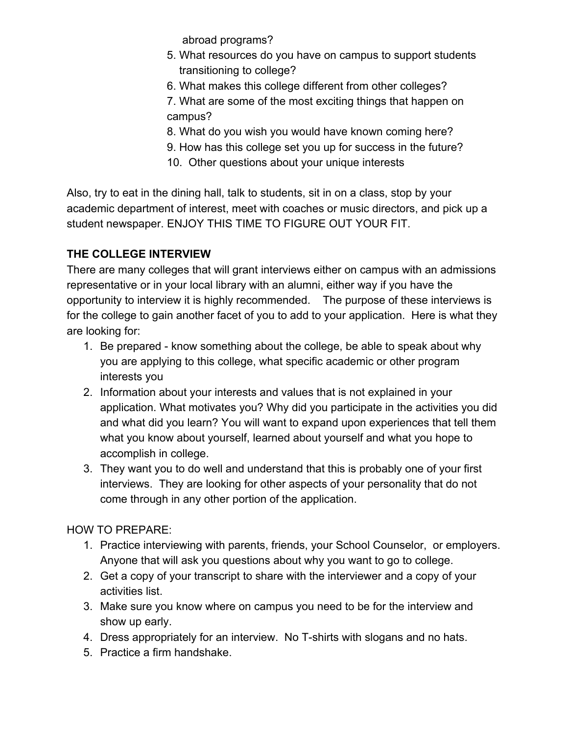abroad programs?

5. What resources do you have on campus to support students transitioning to college?
6. What makes this college different from other colleges?
7. What are some of the most exciting things that happen on campus?
8. What do you wish you would have known coming here?
9. How has this college set you up for success in the future?
10. Other questions about your unique interests

Also, try to eat in the dining hall, talk to students, sit in on a class, stop by your academic department of interest, meet with coaches or music directors, and pick up a student newspaper. ENJOY THIS TIME TO FIGURE OUT YOUR FIT.

**THE COLLEGE INTERVIEW**

There are many colleges that will grant interviews either on campus with an admissions representative or in your local library with an alumni, either way if you have the opportunity to interview it is highly recommended. The purpose of these interviews is for the college to gain another facet of you to add to your application. Here is what they are looking for:

1. Be prepared - know something about the college, be able to speak about why you are applying to this college, what specific academic or other program interests you
2. Information about your interests and values that is not explained in your application. What motivates you? Why did you participate in the activities you did and what did you learn? You will want to expand upon experiences that tell them what you know about yourself, learned about yourself and what you hope to accomplish in college.
3. They want you to do well and understand that this is probably one of your first interviews. They are looking for other aspects of your personality that do not come through in any other portion of the application.

HOW TO PREPARE:

1. Practice interviewing with parents, friends, your School Counselor, or employers. Anyone that will ask you questions about why you want to go to college.
2. Get a copy of your transcript to share with the interviewer and a copy of your activities list.
3. Make sure you know where on campus you need to be for the interview and show up early.
4. Dress appropriately for an interview. No T-shirts with slogans and no hats.
5. Practice a firm handshake.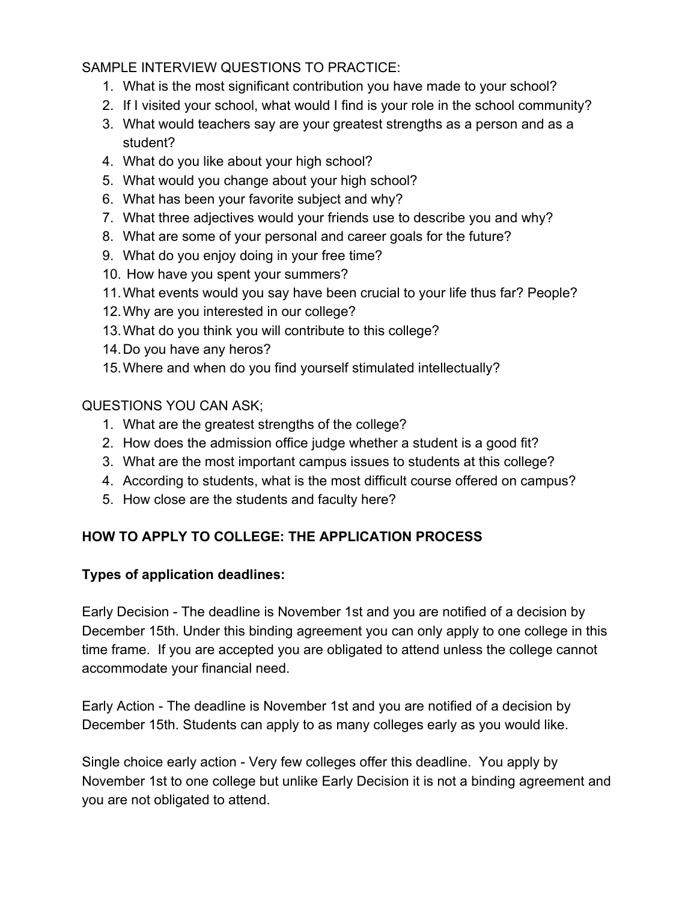SAMPLE INTERVIEW QUESTIONS TO PRACTICE:

1. What is the most significant contribution you have made to your school?
2. If I visited your school, what would I find is your role in the school community?
3. What would teachers say are your greatest strengths as a person and as a student?
4. What do you like about your high school?
5. What would you change about your high school?
6. What has been your favorite subject and why?
7. What three adjectives would your friends use to describe you and why?
8. What are some of your personal and career goals for the future?
9. What do you enjoy doing in your free time?
10. How have you spent your summers?
11. What events would you say have been crucial to your life thus far? People?
12. Why are you interested in our college?
13. What do you think you will contribute to this college?
14. Do you have any heros?
15. Where and when do you find yourself stimulated intellectually?

QUESTIONS YOU CAN ASK;

1. What are the greatest strengths of the college?
2. How does the admission office judge whether a student is a good fit?
3. What are the most important campus issues to students at this college?
4. According to students, what is the most difficult course offered on campus?
5. How close are the students and faculty here?

**HOW TO APPLY TO COLLEGE: THE APPLICATION PROCESS**

**Types of application deadlines:**

Early Decision - The deadline is November 1st and you are notified of a decision by December 15th. Under this binding agreement you can only apply to one college in this time frame. If you are accepted you are obligated to attend unless the college cannot accommodate your financial need.

Early Action - The deadline is November 1st and you are notified of a decision by December 15th. Students can apply to as many colleges early as you would like.

Single choice early action - Very few colleges offer this deadline. You apply by November 1st to one college but unlike Early Decision it is not a binding agreement and you are not obligated to attend.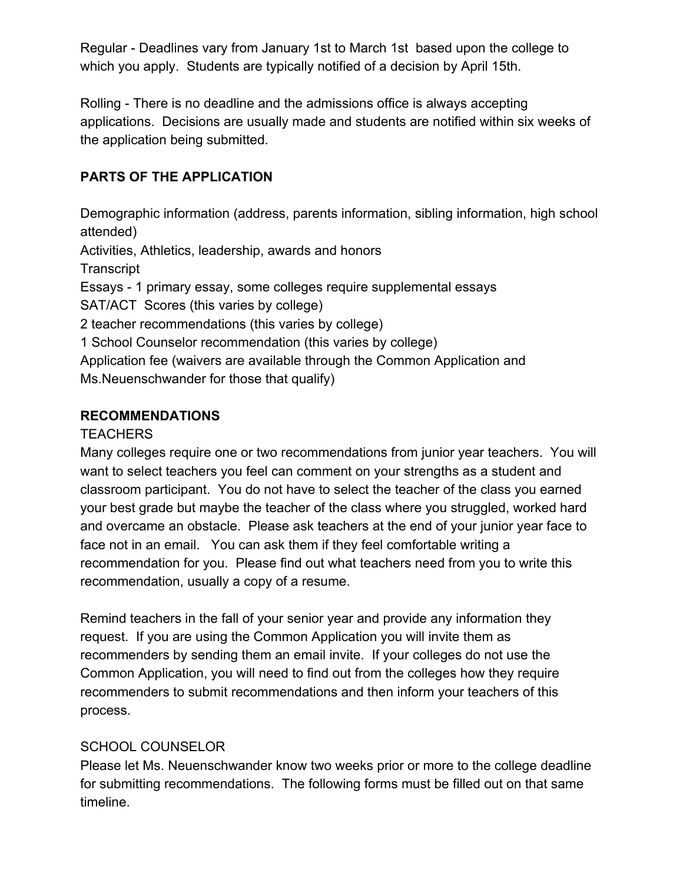Regular - Deadlines vary from January 1st to March 1st based upon the college to which you apply. Students are typically notified of a decision by April 15th.

Rolling - There is no deadline and the admissions office is always accepting applications. Decisions are usually made and students are notified within six weeks of the application being submitted.

## PARTS OF THE APPLICATION

Demographic information (address, parents information, sibling information, high school attended)
Activities, Athletics, leadership, awards and honors
Transcript
Essays - 1 primary essay, some colleges require supplemental essays
SAT/ACT Scores (this varies by college)
2 teacher recommendations (this varies by college)
1 School Counselor recommendation (this varies by college)
Application fee (waivers are available through the Common Application and Ms.Neuenschwander for those that qualify)

## RECOMMENDATIONS

TEACHERS

Many colleges require one or two recommendations from junior year teachers. You will want to select teachers you feel can comment on your strengths as a student and classroom participant. You do not have to select the teacher of the class you earned your best grade but maybe the teacher of the class where you struggled, worked hard and overcame an obstacle. Please ask teachers at the end of your junior year face to face not in an email. You can ask them if they feel comfortable writing a recommendation for you. Please find out what teachers need from you to write this recommendation, usually a copy of a resume.

Remind teachers in the fall of your senior year and provide any information they request. If you are using the Common Application you will invite them as recommenders by sending them an email invite. If your colleges do not use the Common Application, you will need to find out from the colleges how they require recommenders to submit recommendations and then inform your teachers of this process.

SCHOOL COUNSELOR

Please let Ms. Neuenschwander know two weeks prior or more to the college deadline for submitting recommendations. The following forms must be filled out on that same timeline.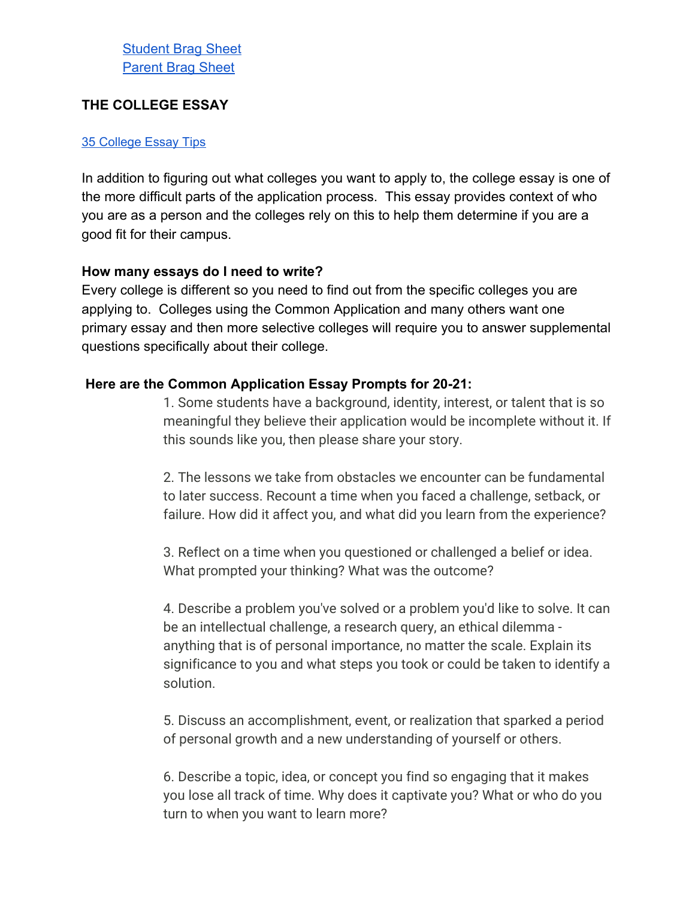Student Brag Sheet
Parent Brag Sheet

### THE COLLEGE ESSAY

35 College Essay Tips

In addition to figuring out what colleges you want to apply to, the college essay is one of the more difficult parts of the application process. This essay provides context of who you are as a person and the colleges rely on this to help them determine if you are a good fit for their campus.

**How many essays do I need to write?**
Every college is different so you need to find out from the specific colleges you are applying to. Colleges using the Common Application and many others want one primary essay and then more selective colleges will require you to answer supplemental questions specifically about their college.

**Here are the Common Application Essay Prompts for 20-21:**

1. Some students have a background, identity, interest, or talent that is so meaningful they believe their application would be incomplete without it. If this sounds like you, then please share your story.

2. The lessons we take from obstacles we encounter can be fundamental to later success. Recount a time when you faced a challenge, setback, or failure. How did it affect you, and what did you learn from the experience?

3. Reflect on a time when you questioned or challenged a belief or idea. What prompted your thinking? What was the outcome?

4. Describe a problem you've solved or a problem you'd like to solve. It can be an intellectual challenge, a research query, an ethical dilemma - anything that is of personal importance, no matter the scale. Explain its significance to you and what steps you took or could be taken to identify a solution.

5. Discuss an accomplishment, event, or realization that sparked a period of personal growth and a new understanding of yourself or others.

6. Describe a topic, idea, or concept you find so engaging that it makes you lose all track of time. Why does it captivate you? What or who do you turn to when you want to learn more?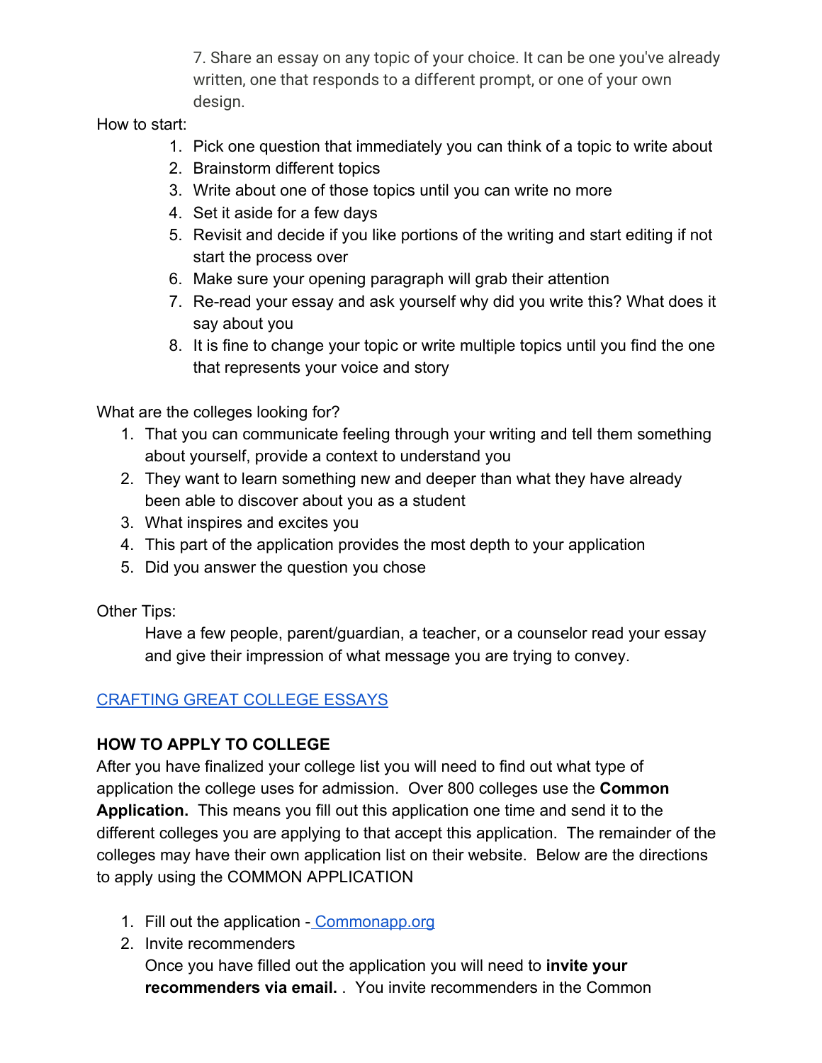7. Share an essay on any topic of your choice. It can be one you've already written, one that responds to a different prompt, or one of your own design.

How to start:

1. Pick one question that immediately you can think of a topic to write about
2. Brainstorm different topics
3. Write about one of those topics until you can write no more
4. Set it aside for a few days
5. Revisit and decide if you like portions of the writing and start editing if not start the process over
6. Make sure your opening paragraph will grab their attention
7. Re-read your essay and ask yourself why did you write this? What does it say about you
8. It is fine to change your topic or write multiple topics until you find the one that represents your voice and story

What are the colleges looking for?

1. That you can communicate feeling through your writing and tell them something about yourself, provide a context to understand you
2. They want to learn something new and deeper than what they have already been able to discover about you as a student
3. What inspires and excites you
4. This part of the application provides the most depth to your application
5. Did you answer the question you chose

Other Tips:

Have a few people, parent/guardian, a teacher, or a counselor read your essay and give their impression of what message you are trying to convey.

CRAFTING GREAT COLLEGE ESSAYS

**HOW TO APPLY TO COLLEGE**

After you have finalized your college list you will need to find out what type of application the college uses for admission. Over 800 colleges use the **Common Application.** This means you fill out this application one time and send it to the different colleges you are applying to that accept this application. The remainder of the colleges may have their own application list on their website. Below are the directions to apply using the COMMON APPLICATION

1. Fill out the application - Commonapp.org
2. Invite recommenders
   Once you have filled out the application you will need to **invite your recommenders via email.** . You invite recommenders in the Common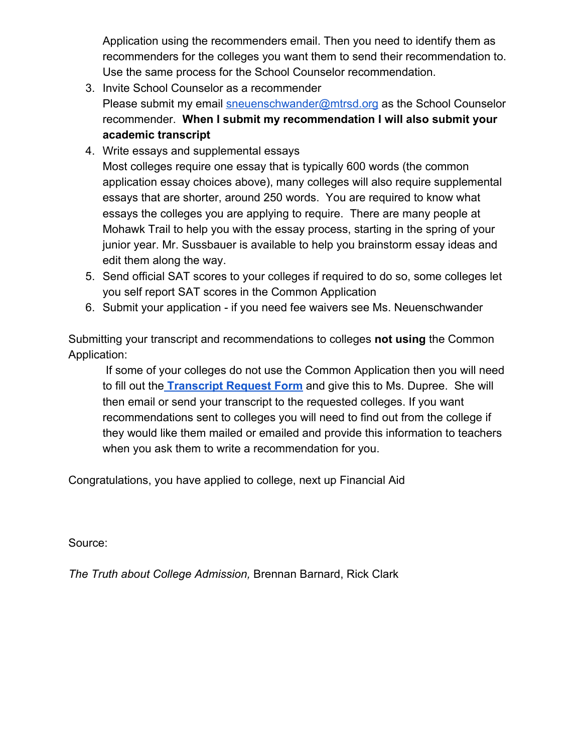Application using the recommenders email. Then you need to identify them as recommenders for the colleges you want them to send their recommendation to. Use the same process for the School Counselor recommendation.

3. Invite School Counselor as a recommender
   Please submit my email [sneuenschwander@mtrsd.org](mailto:sneuenschwander@mtrsd.org) as the School Counselor recommender. **When I submit my recommendation I will also submit your academic transcript**
4. Write essays and supplemental essays
   Most colleges require one essay that is typically 600 words (the common application essay choices above), many colleges will also require supplemental essays that are shorter, around 250 words. You are required to know what essays the colleges you are applying to require. There are many people at Mohawk Trail to help you with the essay process, starting in the spring of your junior year. Mr. Sussbauer is available to help you brainstorm essay ideas and edit them along the way.
5. Send official SAT scores to your colleges if required to do so, some colleges let you self report SAT scores in the Common Application
6. Submit your application - if you need fee waivers see Ms. Neuenschwander

Submitting your transcript and recommendations to colleges **not using** the Common Application:

> If some of your colleges do not use the Common Application then you will need to fill out the **[Transcript Request Form]()** and give this to Ms. Dupree. She will then email or send your transcript to the requested colleges. If you want recommendations sent to colleges you will need to find out from the college if they would like them mailed or emailed and provide this information to teachers when you ask them to write a recommendation for you.

Congratulations, you have applied to college, next up Financial Aid

Source:

*The Truth about College Admission,* Brennan Barnard, Rick Clark